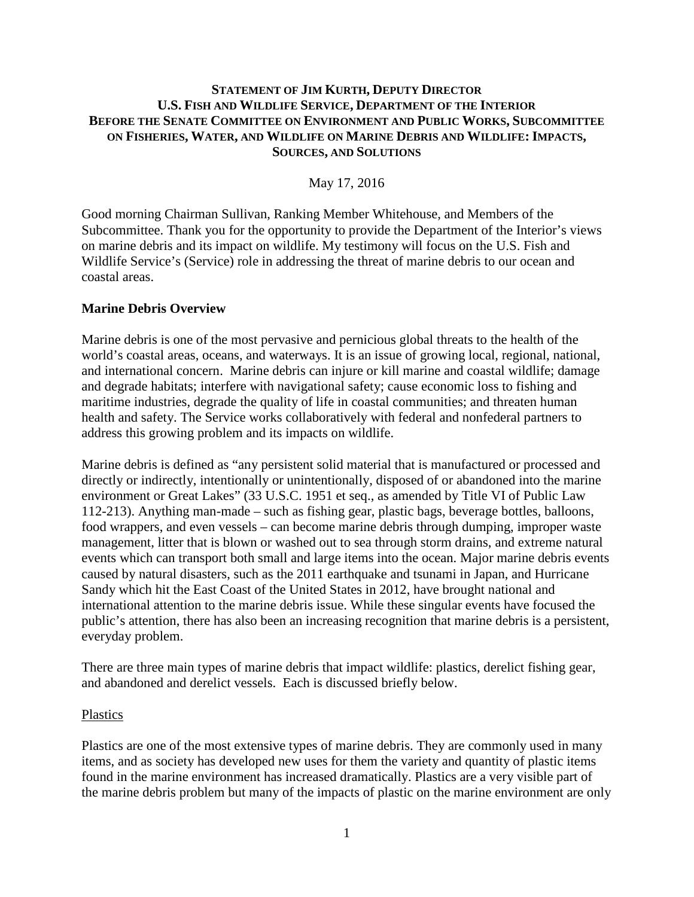**STATEMENT OF JIM KURTH, DEPUTY DIRECTOR**
**U.S. FISH AND WILDLIFE SERVICE, DEPARTMENT OF THE INTERIOR**
**BEFORE THE SENATE COMMITTEE ON ENVIRONMENT AND PUBLIC WORKS, SUBCOMMITTEE ON FISHERIES, WATER, AND WILDLIFE ON MARINE DEBRIS AND WILDLIFE: IMPACTS, SOURCES, AND SOLUTIONS**

May 17, 2016

Good morning Chairman Sullivan, Ranking Member Whitehouse, and Members of the Subcommittee. Thank you for the opportunity to provide the Department of the Interior's views on marine debris and its impact on wildlife. My testimony will focus on the U.S. Fish and Wildlife Service's (Service) role in addressing the threat of marine debris to our ocean and coastal areas.

## Marine Debris Overview

Marine debris is one of the most pervasive and pernicious global threats to the health of the world's coastal areas, oceans, and waterways. It is an issue of growing local, regional, national, and international concern. Marine debris can injure or kill marine and coastal wildlife; damage and degrade habitats; interfere with navigational safety; cause economic loss to fishing and maritime industries, degrade the quality of life in coastal communities; and threaten human health and safety. The Service works collaboratively with federal and nonfederal partners to address this growing problem and its impacts on wildlife.

Marine debris is defined as "any persistent solid material that is manufactured or processed and directly or indirectly, intentionally or unintentionally, disposed of or abandoned into the marine environment or Great Lakes" (33 U.S.C. 1951 et seq., as amended by Title VI of Public Law 112-213). Anything man-made – such as fishing gear, plastic bags, beverage bottles, balloons, food wrappers, and even vessels – can become marine debris through dumping, improper waste management, litter that is blown or washed out to sea through storm drains, and extreme natural events which can transport both small and large items into the ocean. Major marine debris events caused by natural disasters, such as the 2011 earthquake and tsunami in Japan, and Hurricane Sandy which hit the East Coast of the United States in 2012, have brought national and international attention to the marine debris issue. While these singular events have focused the public's attention, there has also been an increasing recognition that marine debris is a persistent, everyday problem.

There are three main types of marine debris that impact wildlife: plastics, derelict fishing gear, and abandoned and derelict vessels. Each is discussed briefly below.

### Plastics

Plastics are one of the most extensive types of marine debris. They are commonly used in many items, and as society has developed new uses for them the variety and quantity of plastic items found in the marine environment has increased dramatically. Plastics are a very visible part of the marine debris problem but many of the impacts of plastic on the marine environment are only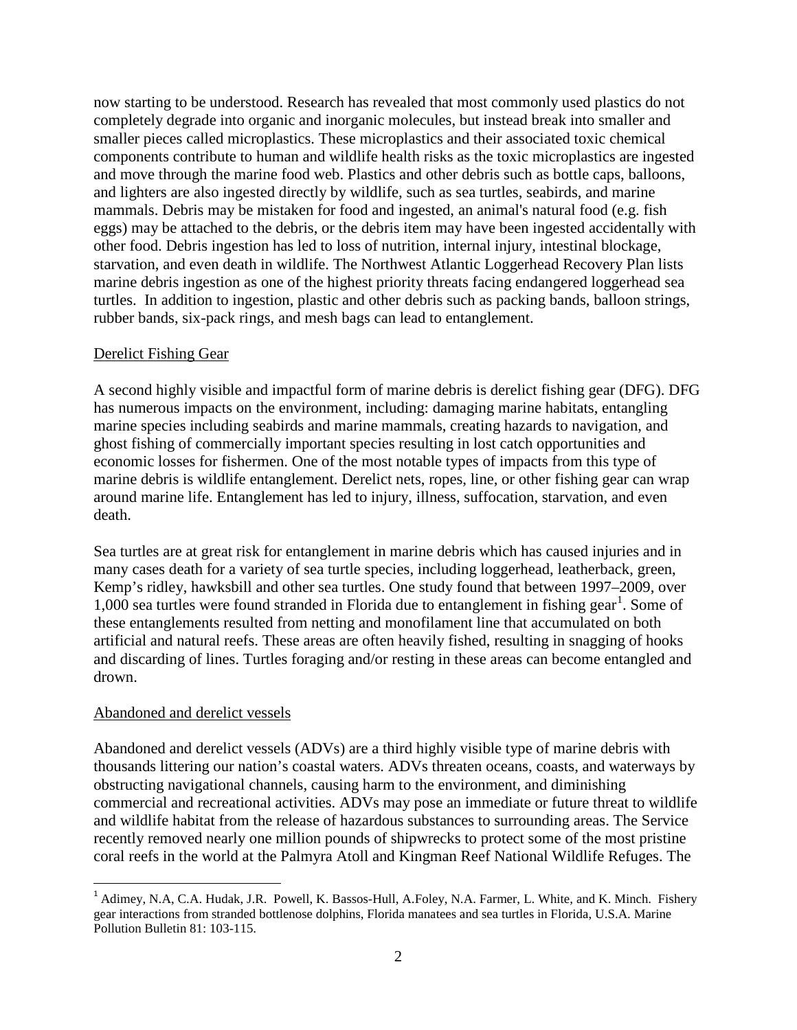now starting to be understood. Research has revealed that most commonly used plastics do not completely degrade into organic and inorganic molecules, but instead break into smaller and smaller pieces called microplastics. These microplastics and their associated toxic chemical components contribute to human and wildlife health risks as the toxic microplastics are ingested and move through the marine food web. Plastics and other debris such as bottle caps, balloons, and lighters are also ingested directly by wildlife, such as sea turtles, seabirds, and marine mammals. Debris may be mistaken for food and ingested, an animal's natural food (e.g. fish eggs) may be attached to the debris, or the debris item may have been ingested accidentally with other food. Debris ingestion has led to loss of nutrition, internal injury, intestinal blockage, starvation, and even death in wildlife. The Northwest Atlantic Loggerhead Recovery Plan lists marine debris ingestion as one of the highest priority threats facing endangered loggerhead sea turtles. In addition to ingestion, plastic and other debris such as packing bands, balloon strings, rubber bands, six-pack rings, and mesh bags can lead to entanglement.

<u>Derelict Fishing Gear</u>

A second highly visible and impactful form of marine debris is derelict fishing gear (DFG). DFG has numerous impacts on the environment, including: damaging marine habitats, entangling marine species including seabirds and marine mammals, creating hazards to navigation, and ghost fishing of commercially important species resulting in lost catch opportunities and economic losses for fishermen. One of the most notable types of impacts from this type of marine debris is wildlife entanglement. Derelict nets, ropes, line, or other fishing gear can wrap around marine life. Entanglement has led to injury, illness, suffocation, starvation, and even death.

Sea turtles are at great risk for entanglement in marine debris which has caused injuries and in many cases death for a variety of sea turtle species, including loggerhead, leatherback, green, Kemp's ridley, hawksbill and other sea turtles. One study found that between 1997–2009, over 1,000 sea turtles were found stranded in Florida due to entanglement in fishing gear[1]. Some of these entanglements resulted from netting and monofilament line that accumulated on both artificial and natural reefs. These areas are often heavily fished, resulting in snagging of hooks and discarding of lines. Turtles foraging and/or resting in these areas can become entangled and drown.

<u>Abandoned and derelict vessels</u>

Abandoned and derelict vessels (ADVs) are a third highly visible type of marine debris with thousands littering our nation's coastal waters. ADVs threaten oceans, coasts, and waterways by obstructing navigational channels, causing harm to the environment, and diminishing commercial and recreational activities. ADVs may pose an immediate or future threat to wildlife and wildlife habitat from the release of hazardous substances to surrounding areas. The Service recently removed nearly one million pounds of shipwrecks to protect some of the most pristine coral reefs in the world at the Palmyra Atoll and Kingman Reef National Wildlife Refuges. The

[1] Adimey, N.A, C.A. Hudak, J.R. Powell, K. Bassos-Hull, A.Foley, N.A. Farmer, L. White, and K. Minch. Fishery gear interactions from stranded bottlenose dolphins, Florida manatees and sea turtles in Florida, U.S.A. Marine Pollution Bulletin 81: 103-115.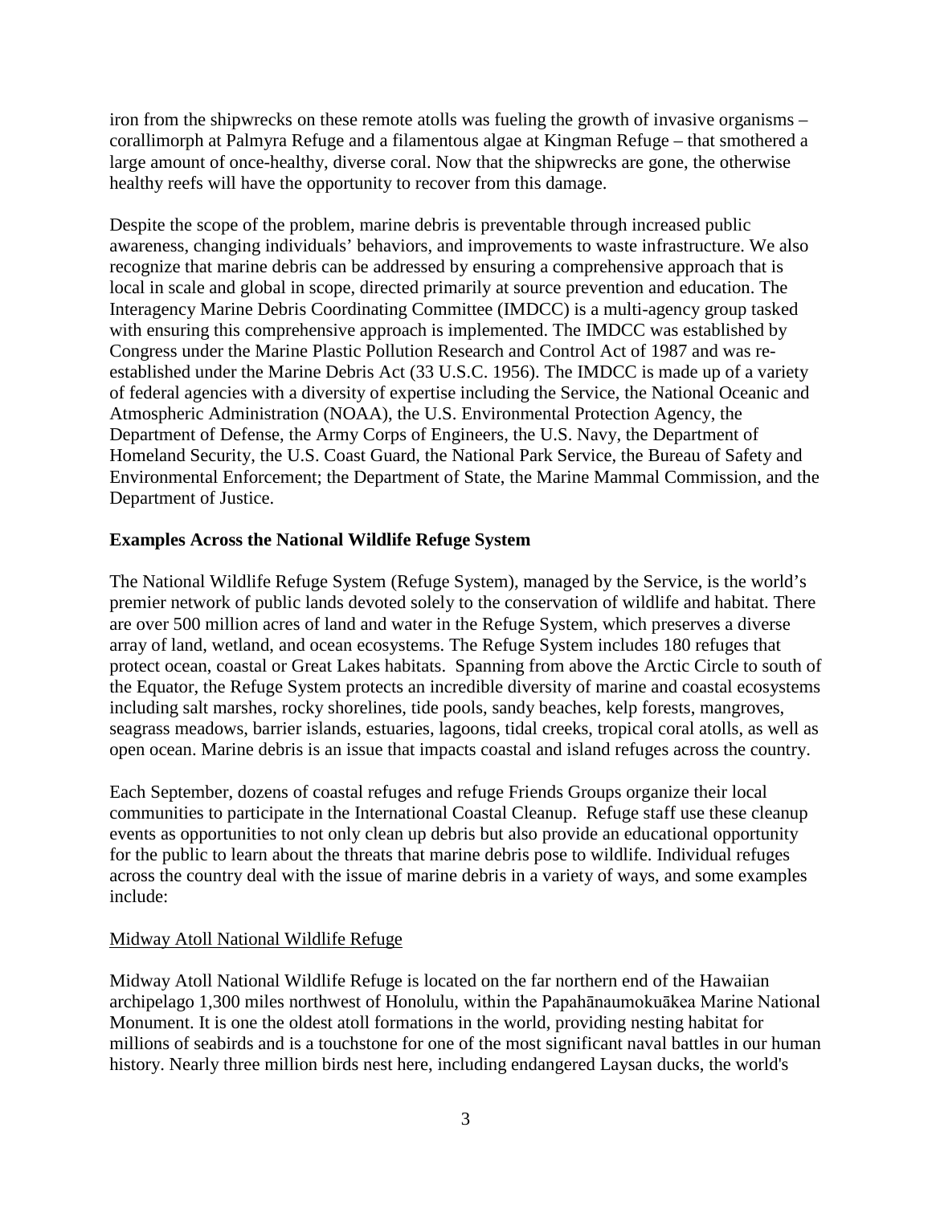iron from the shipwrecks on these remote atolls was fueling the growth of invasive organisms – corallimorph at Palmyra Refuge and a filamentous algae at Kingman Refuge – that smothered a large amount of once-healthy, diverse coral. Now that the shipwrecks are gone, the otherwise healthy reefs will have the opportunity to recover from this damage.

Despite the scope of the problem, marine debris is preventable through increased public awareness, changing individuals' behaviors, and improvements to waste infrastructure. We also recognize that marine debris can be addressed by ensuring a comprehensive approach that is local in scale and global in scope, directed primarily at source prevention and education. The Interagency Marine Debris Coordinating Committee (IMDCC) is a multi-agency group tasked with ensuring this comprehensive approach is implemented. The IMDCC was established by Congress under the Marine Plastic Pollution Research and Control Act of 1987 and was re-established under the Marine Debris Act (33 U.S.C. 1956). The IMDCC is made up of a variety of federal agencies with a diversity of expertise including the Service, the National Oceanic and Atmospheric Administration (NOAA), the U.S. Environmental Protection Agency, the Department of Defense, the Army Corps of Engineers, the U.S. Navy, the Department of Homeland Security, the U.S. Coast Guard, the National Park Service, the Bureau of Safety and Environmental Enforcement; the Department of State, the Marine Mammal Commission, and the Department of Justice.

**Examples Across the National Wildlife Refuge System**

The National Wildlife Refuge System (Refuge System), managed by the Service, is the world's premier network of public lands devoted solely to the conservation of wildlife and habitat. There are over 500 million acres of land and water in the Refuge System, which preserves a diverse array of land, wetland, and ocean ecosystems. The Refuge System includes 180 refuges that protect ocean, coastal or Great Lakes habitats. Spanning from above the Arctic Circle to south of the Equator, the Refuge System protects an incredible diversity of marine and coastal ecosystems including salt marshes, rocky shorelines, tide pools, sandy beaches, kelp forests, mangroves, seagrass meadows, barrier islands, estuaries, lagoons, tidal creeks, tropical coral atolls, as well as open ocean. Marine debris is an issue that impacts coastal and island refuges across the country.

Each September, dozens of coastal refuges and refuge Friends Groups organize their local communities to participate in the International Coastal Cleanup. Refuge staff use these cleanup events as opportunities to not only clean up debris but also provide an educational opportunity for the public to learn about the threats that marine debris pose to wildlife. Individual refuges across the country deal with the issue of marine debris in a variety of ways, and some examples include:

<u>Midway Atoll National Wildlife Refuge</u>

Midway Atoll National Wildlife Refuge is located on the far northern end of the Hawaiian archipelago 1,300 miles northwest of Honolulu, within the Papahānaumokuākea Marine National Monument. It is one the oldest atoll formations in the world, providing nesting habitat for millions of seabirds and is a touchstone for one of the most significant naval battles in our human history. Nearly three million birds nest here, including endangered Laysan ducks, the world's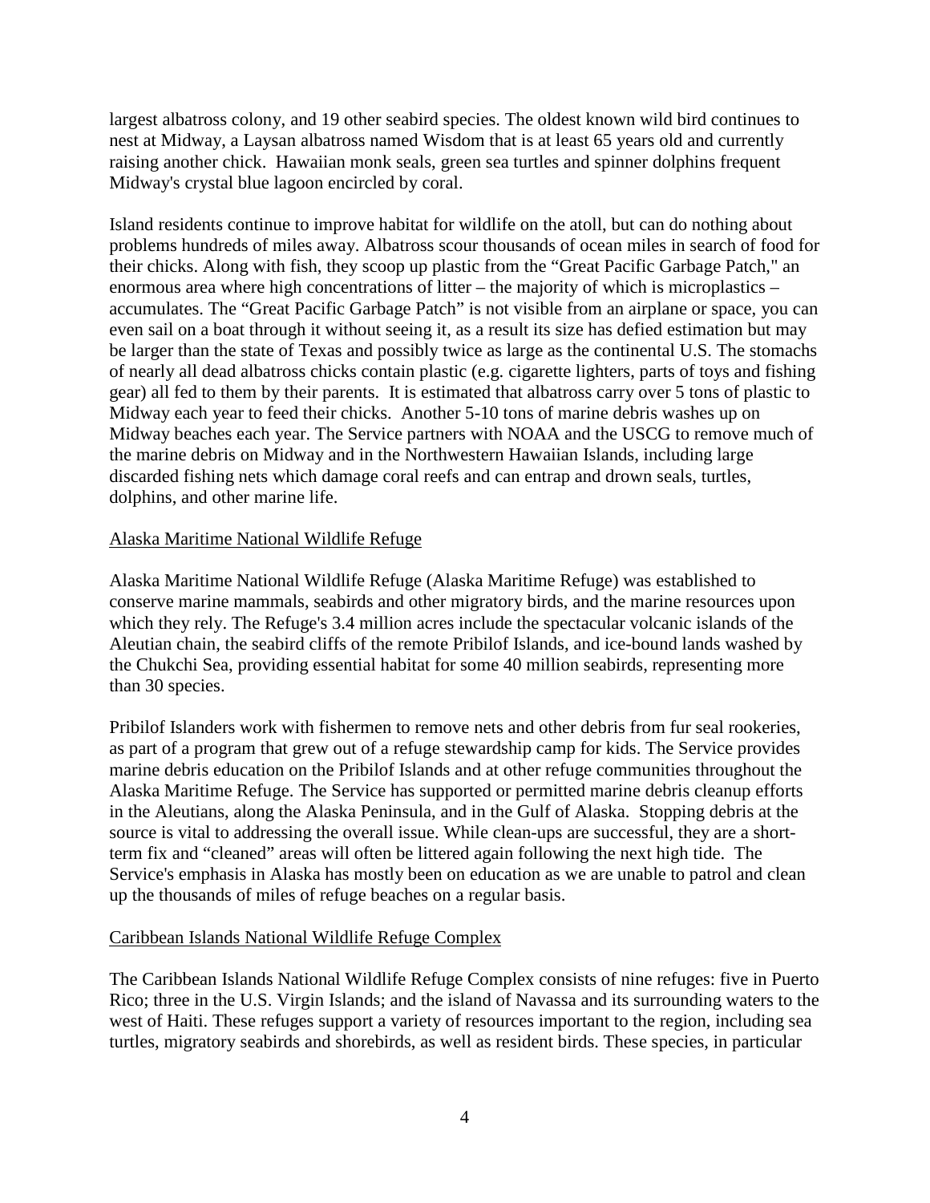largest albatross colony, and 19 other seabird species. The oldest known wild bird continues to nest at Midway, a Laysan albatross named Wisdom that is at least 65 years old and currently raising another chick. Hawaiian monk seals, green sea turtles and spinner dolphins frequent Midway's crystal blue lagoon encircled by coral.

Island residents continue to improve habitat for wildlife on the atoll, but can do nothing about problems hundreds of miles away. Albatross scour thousands of ocean miles in search of food for their chicks. Along with fish, they scoop up plastic from the "Great Pacific Garbage Patch," an enormous area where high concentrations of litter – the majority of which is microplastics – accumulates. The "Great Pacific Garbage Patch" is not visible from an airplane or space, you can even sail on a boat through it without seeing it, as a result its size has defied estimation but may be larger than the state of Texas and possibly twice as large as the continental U.S. The stomachs of nearly all dead albatross chicks contain plastic (e.g. cigarette lighters, parts of toys and fishing gear) all fed to them by their parents. It is estimated that albatross carry over 5 tons of plastic to Midway each year to feed their chicks. Another 5-10 tons of marine debris washes up on Midway beaches each year. The Service partners with NOAA and the USCG to remove much of the marine debris on Midway and in the Northwestern Hawaiian Islands, including large discarded fishing nets which damage coral reefs and can entrap and drown seals, turtles, dolphins, and other marine life.

## Alaska Maritime National Wildlife Refuge

Alaska Maritime National Wildlife Refuge (Alaska Maritime Refuge) was established to conserve marine mammals, seabirds and other migratory birds, and the marine resources upon which they rely. The Refuge's 3.4 million acres include the spectacular volcanic islands of the Aleutian chain, the seabird cliffs of the remote Pribilof Islands, and ice-bound lands washed by the Chukchi Sea, providing essential habitat for some 40 million seabirds, representing more than 30 species.

Pribilof Islanders work with fishermen to remove nets and other debris from fur seal rookeries, as part of a program that grew out of a refuge stewardship camp for kids. The Service provides marine debris education on the Pribilof Islands and at other refuge communities throughout the Alaska Maritime Refuge. The Service has supported or permitted marine debris cleanup efforts in the Aleutians, along the Alaska Peninsula, and in the Gulf of Alaska. Stopping debris at the source is vital to addressing the overall issue. While clean-ups are successful, they are a short-term fix and "cleaned" areas will often be littered again following the next high tide. The Service's emphasis in Alaska has mostly been on education as we are unable to patrol and clean up the thousands of miles of refuge beaches on a regular basis.

## Caribbean Islands National Wildlife Refuge Complex

The Caribbean Islands National Wildlife Refuge Complex consists of nine refuges: five in Puerto Rico; three in the U.S. Virgin Islands; and the island of Navassa and its surrounding waters to the west of Haiti. These refuges support a variety of resources important to the region, including sea turtles, migratory seabirds and shorebirds, as well as resident birds. These species, in particular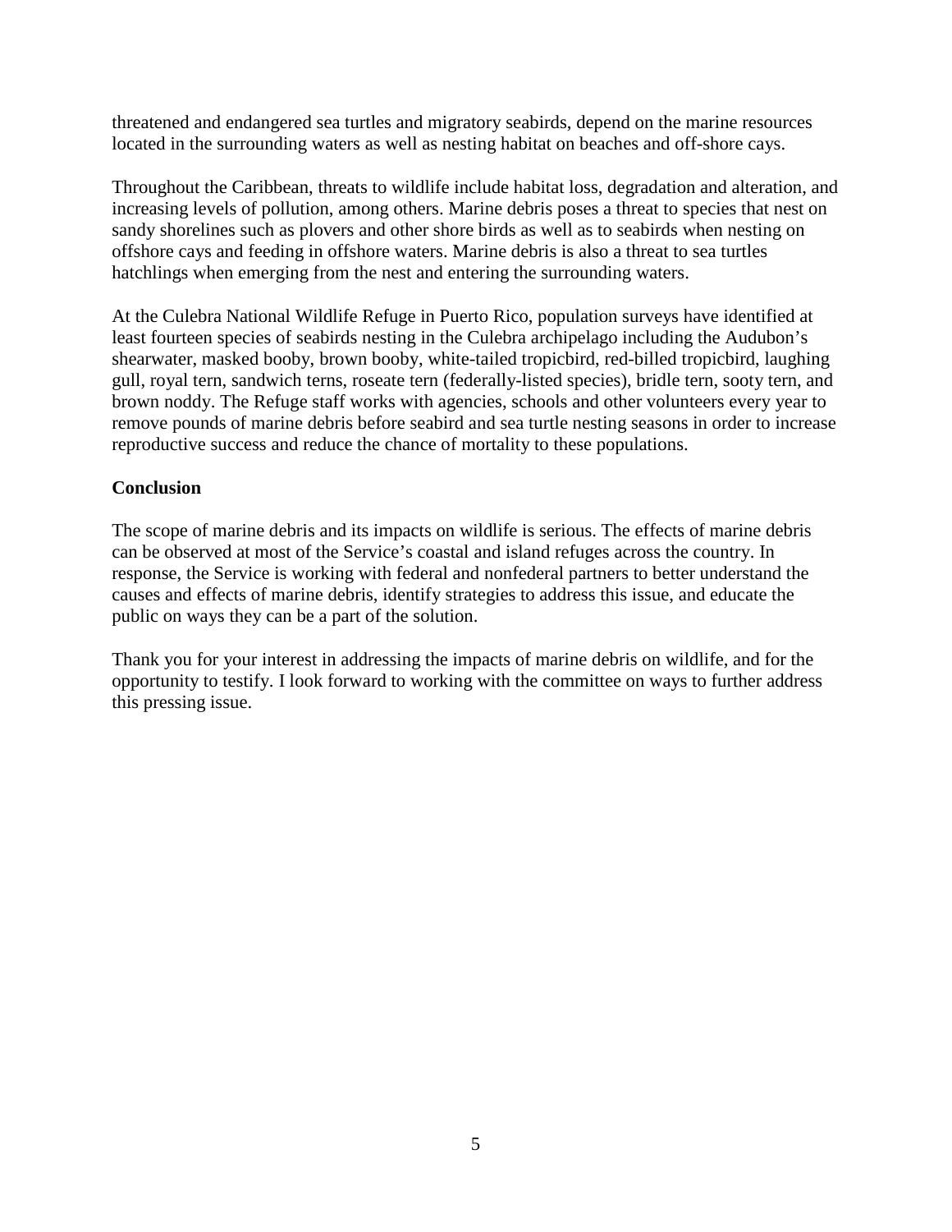threatened and endangered sea turtles and migratory seabirds, depend on the marine resources located in the surrounding waters as well as nesting habitat on beaches and off-shore cays.

Throughout the Caribbean, threats to wildlife include habitat loss, degradation and alteration, and increasing levels of pollution, among others. Marine debris poses a threat to species that nest on sandy shorelines such as plovers and other shore birds as well as to seabirds when nesting on offshore cays and feeding in offshore waters. Marine debris is also a threat to sea turtles hatchlings when emerging from the nest and entering the surrounding waters.

At the Culebra National Wildlife Refuge in Puerto Rico, population surveys have identified at least fourteen species of seabirds nesting in the Culebra archipelago including the Audubon's shearwater, masked booby, brown booby, white-tailed tropicbird, red-billed tropicbird, laughing gull, royal tern, sandwich terns, roseate tern (federally-listed species), bridle tern, sooty tern, and brown noddy. The Refuge staff works with agencies, schools and other volunteers every year to remove pounds of marine debris before seabird and sea turtle nesting seasons in order to increase reproductive success and reduce the chance of mortality to these populations.

**Conclusion**

The scope of marine debris and its impacts on wildlife is serious. The effects of marine debris can be observed at most of the Service's coastal and island refuges across the country. In response, the Service is working with federal and nonfederal partners to better understand the causes and effects of marine debris, identify strategies to address this issue, and educate the public on ways they can be a part of the solution.

Thank you for your interest in addressing the impacts of marine debris on wildlife, and for the opportunity to testify. I look forward to working with the committee on ways to further address this pressing issue.